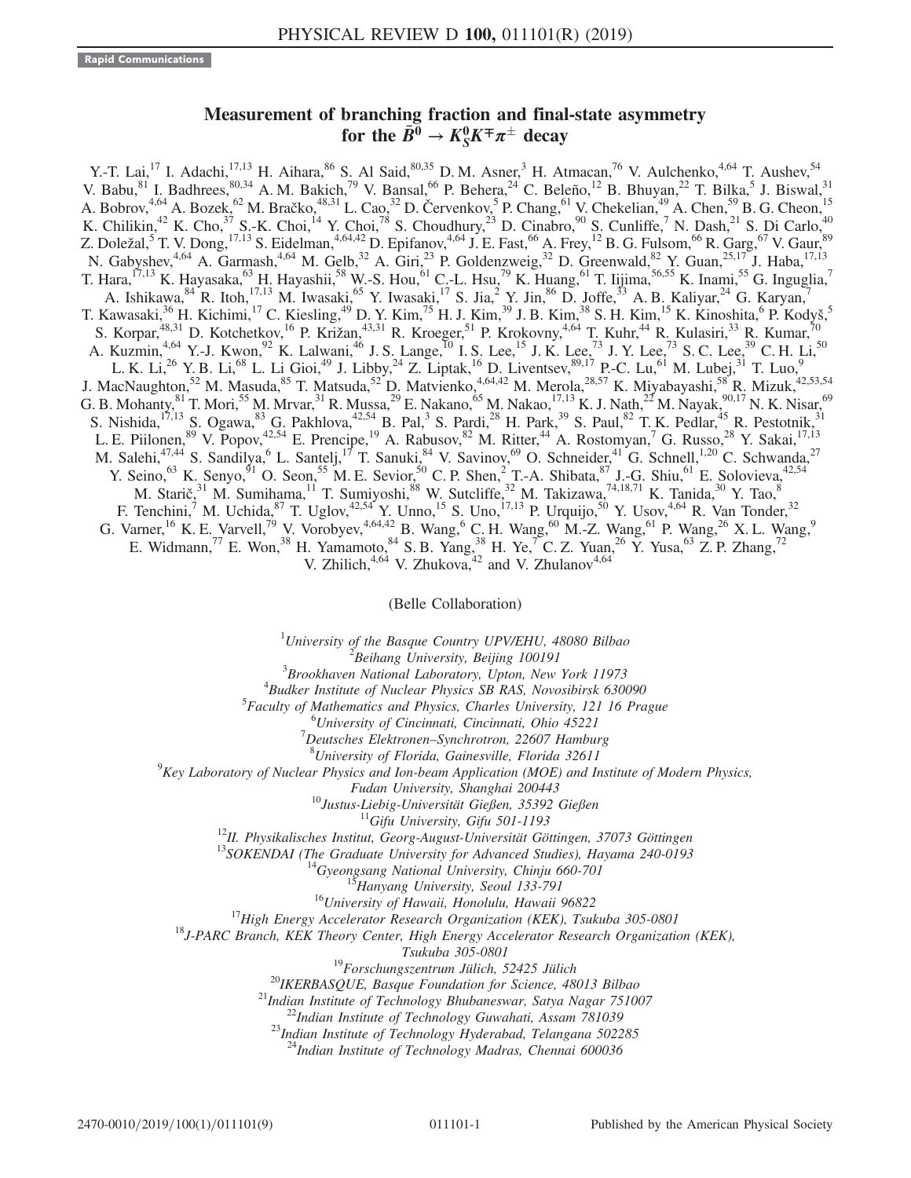Rapid Communications

# Measurement of branching fraction and final-state asymmetry for the $\bar{B}^0 \to K_S^0 K^\mp \pi^\pm$ decay

Y.-T. Lai,[17] I. Adachi,[17,13] H. Aihara,[86] S. Al Said,[80,35] D. M. Asner,[3] H. Atmacan,[76] V. Aulchenko,[4,64] T. Aushev,[54] V. Babu,[81] I. Badhrees,[80,34] A. M. Bakich,[79] V. Bansal,[66] P. Behera,[24] C. Beleño,[12] B. Bhuyan,[22] T. Bilka,[5] J. Biswal,[31] A. Bobrov,[4,64] A. Bozek,[62] M. Bračko,[48,31] L. Cao,[32] D. Červenkov,[5] P. Chang,[61] V. Chekelian,[49] A. Chen,[59] B. G. Cheon,[15] K. Chilikin,[42] K. Cho,[37] S.-K. Choi,[14] Y. Choi,[78] S. Choudhury,[23] D. Cinabro,[90] S. Cunliffe,[7] N. Dash,[21] S. Di Carlo,[40] Z. Doležal,[5] T. V. Dong,[17,13] S. Eidelman,[4,64,42] D. Epifanov,[4,64] J. E. Fast,[66] A. Frey,[12] B. G. Fulsom,[66] R. Garg,[67] V. Gaur,[89] N. Gabyshev,[4,64] A. Garmash,[4,64] M. Gelb,[32] A. Giri,[23] P. Goldenzweig,[32] D. Greenwald,[82] Y. Guan,[25,17] J. Haba,[17,13] T. Hara,[17,13] K. Hayasaka,[63] H. Hayashii,[58] W.-S. Hou,[61] C.-L. Hsu,[79] K. Huang,[61] T. Iijima,[56,55] K. Inami,[55] G. Inguglia,[7] A. Ishikawa,[84] R. Itoh,[17,13] M. Iwasaki,[65] Y. Iwasaki,[17] S. Jia,[2] Y. Jin,[86] D. Joffe,[33] A. B. Kaliyar,[24] G. Karyan,[7] T. Kawasaki,[36] H. Kichimi,[17] C. Kiesling,[49] D. Y. Kim,[75] H. J. Kim,[39] J. B. Kim,[38] S. H. Kim,[15] K. Kinoshita,[6] P. Kodyš,[5] S. Korpar,[48,31] D. Kotchetkov,[16] P. Križan,[43,31] R. Kroeger,[51] P. Krokovny,[4,64] T. Kuhr,[44] R. Kulasiri,[33] R. Kumar,[70] A. Kuzmin,[4,64] Y.-J. Kwon,[92] K. Lalwani,[46] J. S. Lange,[10] I. S. Lee,[15] J. K. Lee,[73] J. Y. Lee,[73] S. C. Lee,[39] C. H. Li,[50] L. K. Li,[26] Y. B. Li,[68] L. Li Gioi,[49] J. Libby,[24] Z. Liptak,[16] D. Liventsev,[89,17] P.-C. Lu,[61] M. Lubej,[31] T. Luo,[9] J. MacNaughton,[52] M. Masuda,[85] T. Matsuda,[52] D. Matvienko,[4,64,42] M. Merola,[28,57] K. Miyabayashi,[58] R. Mizuk,[42,53,54] G. B. Mohanty,[81] T. Mori,[55] M. Mrvar,[31] R. Mussa,[29] E. Nakano,[65] M. Nakao,[17,13] K. J. Nath,[22] M. Nayak,[90,17] N. K. Nisar,[69] S. Nishida,[17,13] S. Ogawa,[83] G. Pakhlova,[42,54] B. Pal,[3] S. Pardi,[28] H. Park,[39] S. Paul,[82] T. K. Pedlar,[45] R. Pestotnik,[31] L. E. Piilonen,[89] V. Popov,[42,54] E. Prencipe,[19] A. Rabusov,[82] M. Ritter,[44] A. Rostomyan,[7] G. Russo,[28] Y. Sakai,[17,13] M. Salehi,[47,44] S. Sandilya,[6] L. Santelj,[17] T. Sanuki,[84] V. Savinov,[69] O. Schneider,[41] G. Schnell,[1,20] C. Schwanda,[27] Y. Seino,[63] K. Senyo,[91] O. Seon,[55] M. E. Sevior,[50] C. P. Shen,[2] T.-A. Shibata,[87] J.-G. Shiu,[61] E. Solovieva,[42,54] M. Starič,[31] M. Sumihama,[11] T. Sumiyoshi,[88] W. Sutcliffe,[32] M. Takizawa,[74,18,71] K. Tanida,[30] Y. Tao,[8] F. Tenchini,[7] M. Uchida,[87] T. Uglov,[42,54] Y. Unno,[15] S. Uno,[17,13] P. Urquijo,[50] Y. Usov,[4,64] R. Van Tonder,[32] G. Varner,[16] K. E. Varvell,[79] V. Vorobyev,[4,64,42] B. Wang,[6] C. H. Wang,[60] M.-Z. Wang,[61] P. Wang,[26] X. L. Wang,[9] E. Widmann,[77] E. Won,[38] H. Yamamoto,[84] S. B. Yang,[38] H. Ye,[7] C. Z. Yuan,[26] Y. Yusa,[63] Z. P. Zhang,[72] V. Zhilich,[4,64] V. Zhukova,[42] and V. Zhulanov[4,64]

(Belle Collaboration)

[1]*University of the Basque Country UPV/EHU, 48080 Bilbao*
[2]*Beihang University, Beijing 100191*
[3]*Brookhaven National Laboratory, Upton, New York 11973*
[4]*Budker Institute of Nuclear Physics SB RAS, Novosibirsk 630090*
[5]*Faculty of Mathematics and Physics, Charles University, 121 16 Prague*
[6]*University of Cincinnati, Cincinnati, Ohio 45221*
[7]*Deutsches Elektronen–Synchrotron, 22607 Hamburg*
[8]*University of Florida, Gainesville, Florida 32611*
[9]*Key Laboratory of Nuclear Physics and Ion-beam Application (MOE) and Institute of Modern Physics, Fudan University, Shanghai 200443*
[10]*Justus-Liebig-Universität Gießen, 35392 Gießen*
[11]*Gifu University, Gifu 501-1193*
[12]*II. Physikalisches Institut, Georg-August-Universität Göttingen, 37073 Göttingen*
[13]*SOKENDAI (The Graduate University for Advanced Studies), Hayama 240-0193*
[14]*Gyeongsang National University, Chinju 660-701*
[15]*Hanyang University, Seoul 133-791*
[16]*University of Hawaii, Honolulu, Hawaii 96822*
[17]*High Energy Accelerator Research Organization (KEK), Tsukuba 305-0801*
[18]*J-PARC Branch, KEK Theory Center, High Energy Accelerator Research Organization (KEK), Tsukuba 305-0801*
[19]*Forschungszentrum Jülich, 52425 Jülich*
[20]*IKERBASQUE, Basque Foundation for Science, 48013 Bilbao*
[21]*Indian Institute of Technology Bhubaneswar, Satya Nagar 751007*
[22]*Indian Institute of Technology Guwahati, Assam 781039*
[23]*Indian Institute of Technology Hyderabad, Telangana 502285*
[24]*Indian Institute of Technology Madras, Chennai 600036*

2470-0010/2019/100(1)/011101(9) 011101-1 Published by the American Physical Society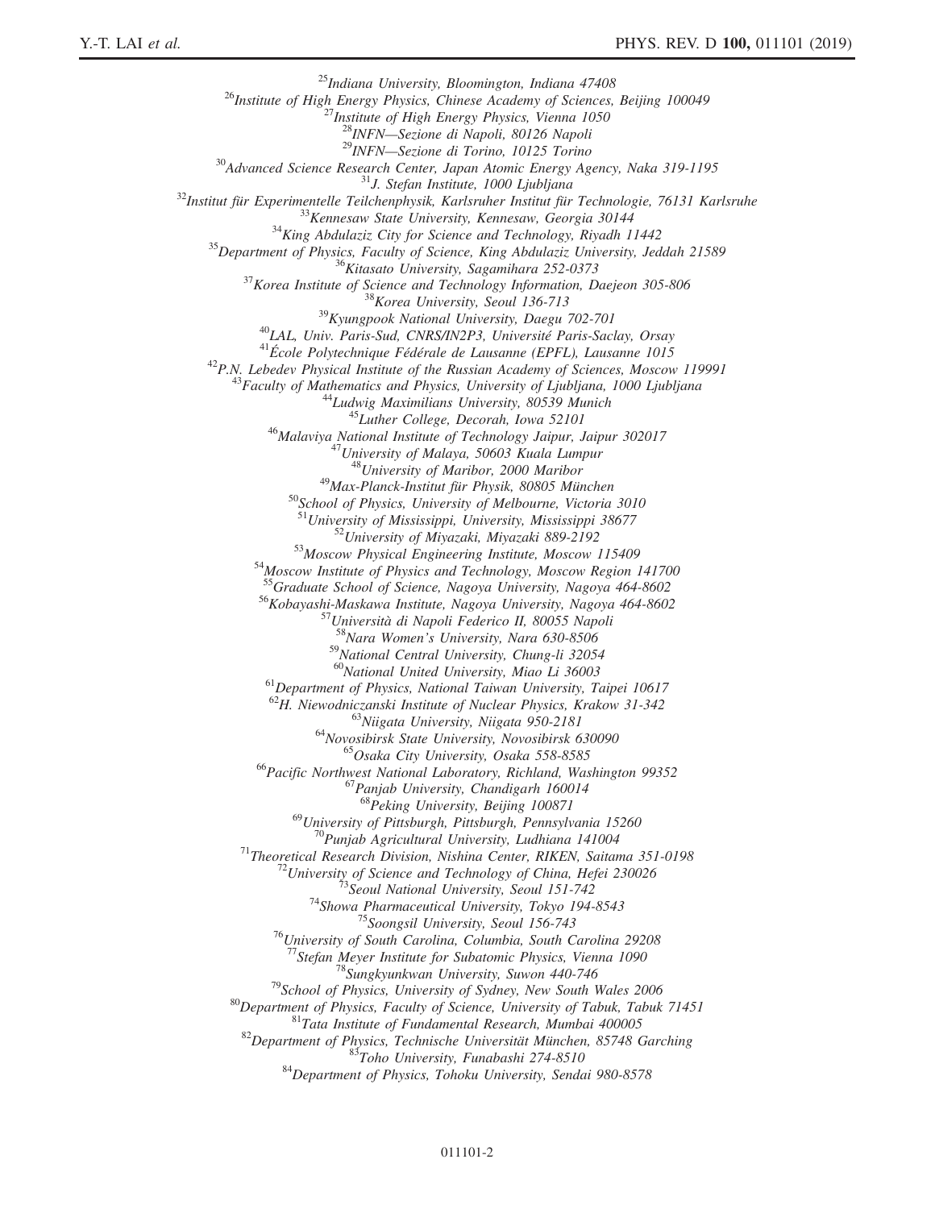[25]*Indiana University, Bloomington, Indiana 47408*
[26]*Institute of High Energy Physics, Chinese Academy of Sciences, Beijing 100049*
[27]*Institute of High Energy Physics, Vienna 1050*
[28]*INFN—Sezione di Napoli, 80126 Napoli*
[29]*INFN—Sezione di Torino, 10125 Torino*
[30]*Advanced Science Research Center, Japan Atomic Energy Agency, Naka 319-1195*
[31]*J. Stefan Institute, 1000 Ljubljana*
[32]*Institut für Experimentelle Teilchenphysik, Karlsruher Institut für Technologie, 76131 Karlsruhe*
[33]*Kennesaw State University, Kennesaw, Georgia 30144*
[34]*King Abdulaziz City for Science and Technology, Riyadh 11442*
[35]*Department of Physics, Faculty of Science, King Abdulaziz University, Jeddah 21589*
[36]*Kitasato University, Sagamihara 252-0373*
[37]*Korea Institute of Science and Technology Information, Daejeon 305-806*
[38]*Korea University, Seoul 136-713*
[39]*Kyungpook National University, Daegu 702-701*
[40]*LAL, Univ. Paris-Sud, CNRS/IN2P3, Université Paris-Saclay, Orsay*
[41]*École Polytechnique Fédérale de Lausanne (EPFL), Lausanne 1015*
[42]*P.N. Lebedev Physical Institute of the Russian Academy of Sciences, Moscow 119991*
[43]*Faculty of Mathematics and Physics, University of Ljubljana, 1000 Ljubljana*
[44]*Ludwig Maximilians University, 80539 Munich*
[45]*Luther College, Decorah, Iowa 52101*
[46]*Malaviya National Institute of Technology Jaipur, Jaipur 302017*
[47]*University of Malaya, 50603 Kuala Lumpur*
[48]*University of Maribor, 2000 Maribor*
[49]*Max-Planck-Institut für Physik, 80805 München*
[50]*School of Physics, University of Melbourne, Victoria 3010*
[51]*University of Mississippi, University, Mississippi 38677*
[52]*University of Miyazaki, Miyazaki 889-2192*
[53]*Moscow Physical Engineering Institute, Moscow 115409*
[54]*Moscow Institute of Physics and Technology, Moscow Region 141700*
[55]*Graduate School of Science, Nagoya University, Nagoya 464-8602*
[56]*Kobayashi-Maskawa Institute, Nagoya University, Nagoya 464-8602*
[57]*Università di Napoli Federico II, 80055 Napoli*
[58]*Nara Women's University, Nara 630-8506*
[59]*National Central University, Chung-li 32054*
[60]*National United University, Miao Li 36003*
[61]*Department of Physics, National Taiwan University, Taipei 10617*
[62]*H. Niewodniczanski Institute of Nuclear Physics, Krakow 31-342*
[63]*Niigata University, Niigata 950-2181*
[64]*Novosibirsk State University, Novosibirsk 630090*
[65]*Osaka City University, Osaka 558-8585*
[66]*Pacific Northwest National Laboratory, Richland, Washington 99352*
[67]*Panjab University, Chandigarh 160014*
[68]*Peking University, Beijing 100871*
[69]*University of Pittsburgh, Pittsburgh, Pennsylvania 15260*
[70]*Punjab Agricultural University, Ludhiana 141004*
[71]*Theoretical Research Division, Nishina Center, RIKEN, Saitama 351-0198*
[72]*University of Science and Technology of China, Hefei 230026*
[73]*Seoul National University, Seoul 151-742*
[74]*Showa Pharmaceutical University, Tokyo 194-8543*
[75]*Soongsil University, Seoul 156-743*
[76]*University of South Carolina, Columbia, South Carolina 29208*
[77]*Stefan Meyer Institute for Subatomic Physics, Vienna 1090*
[78]*Sungkyunkwan University, Suwon 440-746*
[79]*School of Physics, University of Sydney, New South Wales 2006*
[80]*Department of Physics, Faculty of Science, University of Tabuk, Tabuk 71451*
[81]*Tata Institute of Fundamental Research, Mumbai 400005*
[82]*Department of Physics, Technische Universität München, 85748 Garching*
[83]*Toho University, Funabashi 274-8510*
[84]*Department of Physics, Tohoku University, Sendai 980-8578*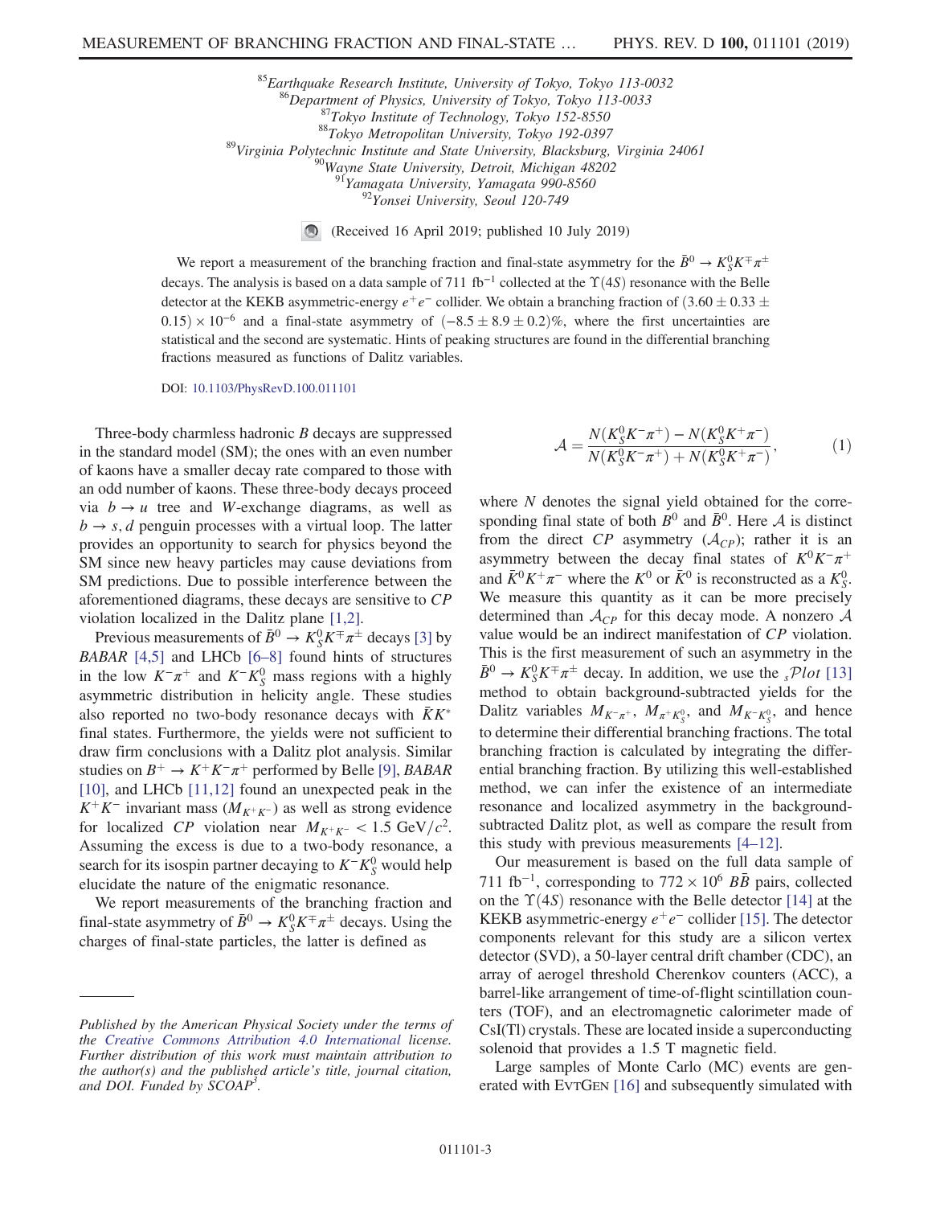[85]Earthquake Research Institute, University of Tokyo, Tokyo 113-0032
[86]Department of Physics, University of Tokyo, Tokyo 113-0033
[87]Tokyo Institute of Technology, Tokyo 152-8550
[88]Tokyo Metropolitan University, Tokyo 192-0397
[89]Virginia Polytechnic Institute and State University, Blacksburg, Virginia 24061
[90]Wayne State University, Detroit, Michigan 48202
[91]Yamagata University, Yamagata 990-8560
[92]Yonsei University, Seoul 120-749

(Received 16 April 2019; published 10 July 2019)

We report a measurement of the branching fraction and final-state asymmetry for the $\bar{B}^0 \to K_S^0 K^{\mp} \pi^{\pm}$ decays. The analysis is based on a data sample of 711 $\mathrm{fb}^{-1}$ collected at the $\Upsilon(4S)$ resonance with the Belle detector at the KEKB asymmetric-energy $e^+e^-$ collider. We obtain a branching fraction of $(3.60 \pm 0.33 \pm 0.15) \times 10^{-6}$ and a final-state asymmetry of $(-8.5 \pm 8.9 \pm 0.2)\%$, where the first uncertainties are statistical and the second are systematic. Hints of peaking structures are found in the differential branching fractions measured as functions of Dalitz variables.

DOI: 10.1103/PhysRevD.100.011101

Three-body charmless hadronic $B$ decays are suppressed in the standard model (SM); the ones with an even number of kaons have a smaller decay rate compared to those with an odd number of kaons. These three-body decays proceed via $b \to u$ tree and $W$-exchange diagrams, as well as $b \to s, d$ penguin processes with a virtual loop. The latter provides an opportunity to search for physics beyond the SM since new heavy particles may cause deviations from SM predictions. Due to possible interference between the aforementioned diagrams, these decays are sensitive to $CP$ violation localized in the Dalitz plane [1,2].

Previous measurements of $\bar{B}^0 \to K_S^0 K^{\mp} \pi^{\pm}$ decays [3] by *BABAR* [4,5] and LHCb [6–8] found hints of structures in the low $K^-\pi^+$ and $K^- K_S^0$ mass regions with a highly asymmetric distribution in helicity angle. These studies also reported no two-body resonance decays with $\bar{K}K^*$ final states. Furthermore, the yields were not sufficient to draw firm conclusions with a Dalitz plot analysis. Similar studies on $B^+ \to K^+ K^- \pi^+$ performed by Belle [9], *BABAR* [10], and LHCb [11,12] found an unexpected peak in the $K^+K^-$ invariant mass ($M_{K^+K^-}$) as well as strong evidence for localized $CP$ violation near $M_{K^+K^-} < 1.5\ \mathrm{GeV}/c^2$. Assuming the excess is due to a two-body resonance, a search for its isospin partner decaying to $K^- K_S^0$ would help elucidate the nature of the enigmatic resonance.

We report measurements of the branching fraction and final-state asymmetry of $\bar{B}^0 \to K_S^0 K^{\mp} \pi^{\pm}$ decays. Using the charges of final-state particles, the latter is defined as

$$\mathcal{A} = \frac{N(K_S^0 K^- \pi^+) - N(K_S^0 K^+ \pi^-)}{N(K_S^0 K^- \pi^+) + N(K_S^0 K^+ \pi^-)}, \tag{1}$$

where $N$ denotes the signal yield obtained for the corresponding final state of both $B^0$ and $\bar{B}^0$. Here $\mathcal{A}$ is distinct from the direct $CP$ asymmetry ($\mathcal{A}_{CP}$); rather it is an asymmetry between the decay final states of $K^0 K^- \pi^+$ and $\bar{K}^0 K^+ \pi^-$ where the $K^0$ or $\bar{K}^0$ is reconstructed as a $K_S^0$. We measure this quantity as it can be more precisely determined than $\mathcal{A}_{CP}$ for this decay mode. A nonzero $\mathcal{A}$ value would be an indirect manifestation of $CP$ violation. This is the first measurement of such an asymmetry in the $\bar{B}^0 \to K_S^0 K^{\mp} \pi^{\pm}$ decay. In addition, we use the ${}_s\mathcal{P}lot$ [13] method to obtain background-subtracted yields for the Dalitz variables $M_{K^-\pi^+}$, $M_{\pi^+ K_S^0}$, and $M_{K^- K_S^0}$, and hence to determine their differential branching fractions. The total branching fraction is calculated by integrating the differential branching fraction. By utilizing this well-established method, we can infer the existence of an intermediate resonance and localized asymmetry in the background-subtracted Dalitz plot, as well as compare the result from this study with previous measurements [4–12].

Our measurement is based on the full data sample of 711 $\mathrm{fb}^{-1}$, corresponding to $772 \times 10^6$ $B\bar{B}$ pairs, collected on the $\Upsilon(4S)$ resonance with the Belle detector [14] at the KEKB asymmetric-energy $e^+e^-$ collider [15]. The detector components relevant for this study are a silicon vertex detector (SVD), a 50-layer central drift chamber (CDC), an array of aerogel threshold Cherenkov counters (ACC), a barrel-like arrangement of time-of-flight scintillation counters (TOF), and an electromagnetic calorimeter made of CsI(Tl) crystals. These are located inside a superconducting solenoid that provides a 1.5 T magnetic field.

Large samples of Monte Carlo (MC) events are generated with EvtGen [16] and subsequently simulated with

*Published by the American Physical Society under the terms of the Creative Commons Attribution 4.0 International license. Further distribution of this work must maintain attribution to the author(s) and the published article's title, journal citation, and DOI. Funded by SCOAP[3].*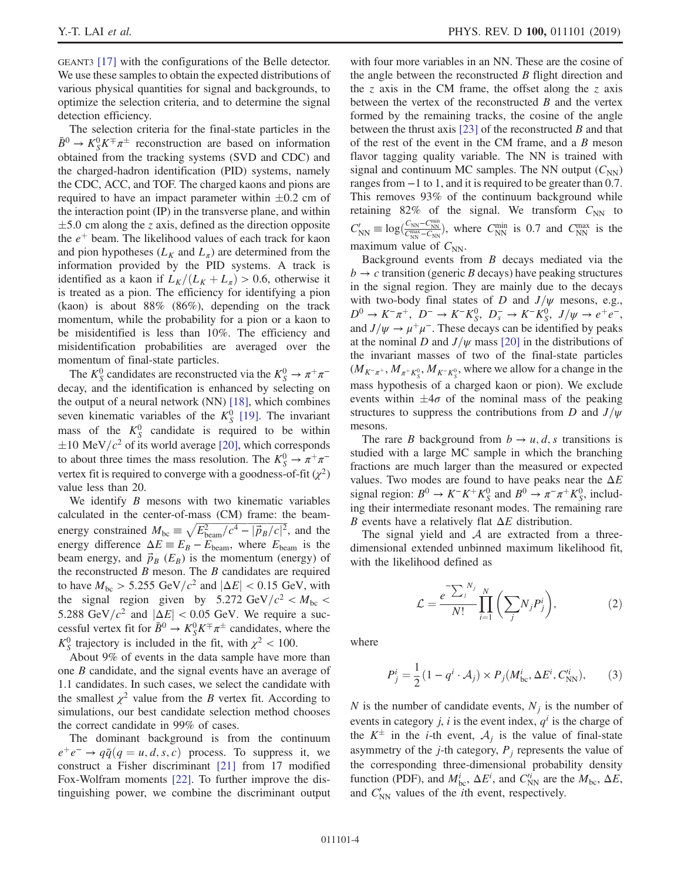GEANT3 [17] with the configurations of the Belle detector. We use these samples to obtain the expected distributions of various physical quantities for signal and backgrounds, to optimize the selection criteria, and to determine the signal detection efficiency.

The selection criteria for the final-state particles in the $\bar{B}^0 \to K_S^0 K^{\mp}\pi^{\pm}$ reconstruction are based on information obtained from the tracking systems (SVD and CDC) and the charged-hadron identification (PID) systems, namely the CDC, ACC, and TOF. The charged kaons and pions are required to have an impact parameter within $\pm 0.2$ cm of the interaction point (IP) in the transverse plane, and within $\pm 5.0$ cm along the $z$ axis, defined as the direction opposite the $e^+$ beam. The likelihood values of each track for kaon and pion hypotheses ($L_K$ and $L_\pi$) are determined from the information provided by the PID systems. A track is identified as a kaon if $L_K/(L_K + L_\pi) > 0.6$, otherwise it is treated as a pion. The efficiency for identifying a pion (kaon) is about 88% (86%), depending on the track momentum, while the probability for a pion or a kaon to be misidentified is less than 10%. The efficiency and misidentification probabilities are averaged over the momentum of final-state particles.

The $K_S^0$ candidates are reconstructed via the $K_S^0 \to \pi^+\pi^-$ decay, and the identification is enhanced by selecting on the output of a neural network (NN) [18], which combines seven kinematic variables of the $K_S^0$ [19]. The invariant mass of the $K_S^0$ candidate is required to be within $\pm 10$ MeV/$c^2$ of its world average [20], which corresponds to about three times the mass resolution. The $K_S^0 \to \pi^+\pi^-$ vertex fit is required to converge with a goodness-of-fit ($\chi^2$) value less than 20.

We identify $B$ mesons with two kinematic variables calculated in the center-of-mass (CM) frame: the beam-energy constrained $M_{\rm bc} \equiv \sqrt{E_{\rm beam}^2/c^4 - |\vec{p}_B/c|^2}$, and the energy difference $\Delta E \equiv E_B - E_{\rm beam}$, where $E_{\rm beam}$ is the beam energy, and $\vec{p}_B$ ($E_B$) is the momentum (energy) of the reconstructed $B$ meson. The $B$ candidates are required to have $M_{\rm bc} > 5.255$ GeV/$c^2$ and $|\Delta E| < 0.15$ GeV, with the signal region given by $5.272$ GeV/$c^2 < M_{\rm bc} < 5.288$ GeV/$c^2$ and $|\Delta E| < 0.05$ GeV. We require a successful vertex fit for $\bar{B}^0 \to K_S^0 K^{\mp}\pi^{\pm}$ candidates, where the $K_S^0$ trajectory is included in the fit, with $\chi^2 < 100$.

About 9% of events in the data sample have more than one $B$ candidate, and the signal events have an average of 1.1 candidates. In such cases, we select the candidate with the smallest $\chi^2$ value from the $B$ vertex fit. According to simulations, our best candidate selection method chooses the correct candidate in 99% of cases.

The dominant background is from the continuum $e^+e^- \to q\bar{q}(q = u, d, s, c)$ process. To suppress it, we construct a Fisher discriminant [21] from 17 modified Fox-Wolfram moments [22]. To further improve the distinguishing power, we combine the discriminant output with four more variables in an NN. These are the cosine of the angle between the reconstructed $B$ flight direction and the $z$ axis in the CM frame, the offset along the $z$ axis between the vertex of the reconstructed $B$ and the vertex formed by the remaining tracks, the cosine of the angle between the thrust axis [23] of the reconstructed $B$ and that of the rest of the event in the CM frame, and a $B$ meson flavor tagging quality variable. The NN is trained with signal and continuum MC samples. The NN output ($C_{\rm NN}$) ranges from $-1$ to 1, and it is required to be greater than 0.7. This removes 93% of the continuum background while retaining 82% of the signal. We transform $C_{\rm NN}$ to $C'_{\rm NN} \equiv \log(\frac{C_{\rm NN} - C_{\rm NN}^{\rm min}}{C_{\rm NN}^{\rm max} - C_{\rm NN}})$, where $C_{\rm NN}^{\rm min}$ is 0.7 and $C_{\rm NN}^{\rm max}$ is the maximum value of $C_{\rm NN}$.

Background events from $B$ decays mediated via the $b \to c$ transition (generic $B$ decays) have peaking structures in the signal region. They are mainly due to the decays with two-body final states of $D$ and $J/\psi$ mesons, e.g., $D^0 \to K^-\pi^+$, $D^- \to K^-K_S^0$, $D_s^- \to K^-K_S^0$, $J/\psi \to e^+e^-$, and $J/\psi \to \mu^+\mu^-$. These decays can be identified by peaks at the nominal $D$ and $J/\psi$ mass [20] in the distributions of the invariant masses of two of the final-state particles ($M_{K^-\pi^+}$, $M_{\pi^+K_S^0}$, $M_{K^-K_S^0}$, where we allow for a change in the mass hypothesis of a charged kaon or pion). We exclude events within $\pm 4\sigma$ of the nominal mass of the peaking structures to suppress the contributions from $D$ and $J/\psi$ mesons.

The rare $B$ background from $b \to u, d, s$ transitions is studied with a large MC sample in which the branching fractions are much larger than the measured or expected values. Two modes are found to have peaks near the $\Delta E$ signal region: $B^0 \to K^-K^+K_S^0$ and $B^0 \to \pi^-\pi^+K_S^0$, including their intermediate resonant modes. The remaining rare $B$ events have a relatively flat $\Delta E$ distribution.

The signal yield and $\mathcal{A}$ are extracted from a three-dimensional extended unbinned maximum likelihood fit, with the likelihood defined as

$$\mathcal{L} = \frac{e^{-\sum_j N_j}}{N!} \prod_{i=1}^{N} \left( \sum_j N_j P_j^i \right), \tag{2}$$

where

$$P_j^i = \frac{1}{2}(1 - q^i \cdot \mathcal{A}_j) \times P_j(M_{\rm bc}^i, \Delta E^i, C_{\rm NN}'^i), \tag{3}$$

$N$ is the number of candidate events, $N_j$ is the number of events in category $j$, $i$ is the event index, $q^i$ is the charge of the $K^\pm$ in the $i$-th event, $\mathcal{A}_j$ is the value of final-state asymmetry of the $j$-th category, $P_j$ represents the value of the corresponding three-dimensional probability density function (PDF), and $M_{\rm bc}^i$, $\Delta E^i$, and $C_{\rm NN}'^i$ are the $M_{\rm bc}$, $\Delta E$, and $C'_{\rm NN}$ values of the $i$th event, respectively.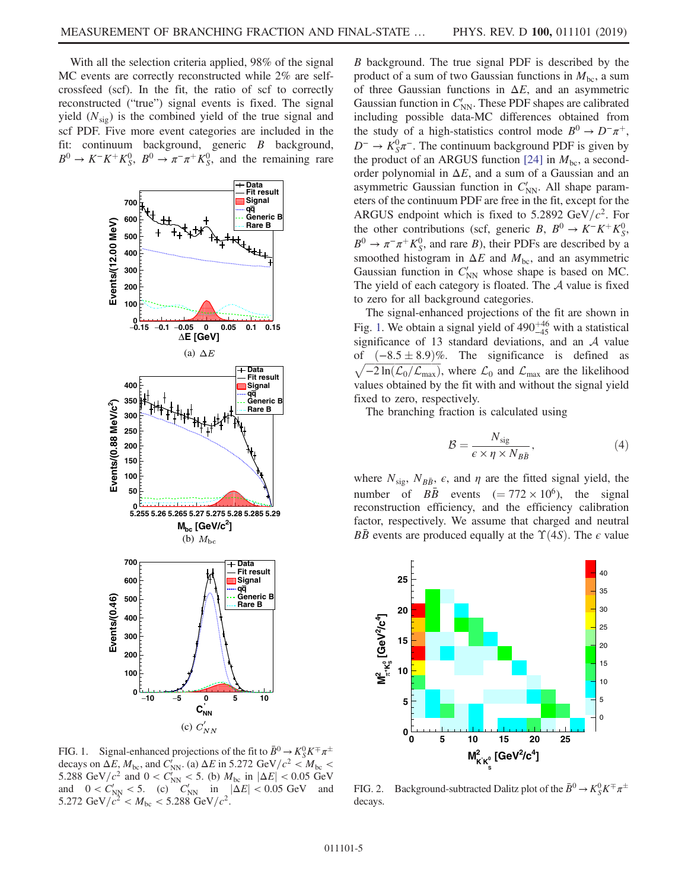With all the selection criteria applied, 98% of the signal MC events are correctly reconstructed while 2% are self-crossfeed (scf). In the fit, the ratio of scf to correctly reconstructed ("true") signal events is fixed. The signal yield ($N_{\rm sig}$) is the combined yield of the true signal and scf PDF. Five more event categories are included in the fit: continuum background, generic $B$ background, $B^0 \to K^- K^+ K_S^0$, $B^0 \to \pi^- \pi^+ K_S^0$, and the remaining rare $B$ background. The true signal PDF is described by the product of a sum of two Gaussian functions in $M_{\rm bc}$, a sum of three Gaussian functions in $\Delta E$, and an asymmetric Gaussian function in $C'_{\rm NN}$. These PDF shapes are calibrated including possible data-MC differences obtained from the study of a high-statistics control mode $B^0 \to D^- \pi^+$, $D^- \to K_S^0 \pi^-$. The continuum background PDF is given by the product of an ARGUS function [24] in $M_{\rm bc}$, a second-order polynomial in $\Delta E$, and a sum of a Gaussian and an asymmetric Gaussian function in $C'_{\rm NN}$. All shape parameters of the continuum PDF are free in the fit, except for the ARGUS endpoint which is fixed to 5.2892 GeV$/c^2$. For the other contributions (scf, generic $B$, $B^0 \to K^- K^+ K_S^0$, $B^0 \to \pi^- \pi^+ K_S^0$, and rare $B$), their PDFs are described by a smoothed histogram in $\Delta E$ and $M_{\rm bc}$, and an asymmetric Gaussian function in $C'_{\rm NN}$ whose shape is based on MC. The yield of each category is floated. The $\mathcal{A}$ value is fixed to zero for all background categories.

FIG. 1. Signal-enhanced projections of the fit to $\bar{B}^0 \to K_S^0 K^\mp \pi^\pm$ decays on $\Delta E$, $M_{\rm bc}$, and $C'_{\rm NN}$. (a) $\Delta E$ in 5.272 GeV$/c^2 < M_{\rm bc} <$ 5.288 GeV$/c^2$ and $0 < C'_{\rm NN} < 5$. (b) $M_{\rm bc}$ in $|\Delta E| < 0.05$ GeV and $0 < C'_{\rm NN} < 5$. (c) $C'_{\rm NN}$ in $|\Delta E| < 0.05$ GeV and 5.272 GeV$/c^2 < M_{\rm bc} <$ 5.288 GeV$/c^2$.

The signal-enhanced projections of the fit are shown in Fig. 1. We obtain a signal yield of $490^{+46}_{-45}$ with a statistical significance of 13 standard deviations, and an $\mathcal{A}$ value of $(-8.5 \pm 8.9)\%$. The significance is defined as $\sqrt{-2\ln(\mathcal{L}_0/\mathcal{L}_{\rm max})}$, where $\mathcal{L}_0$ and $\mathcal{L}_{\rm max}$ are the likelihood values obtained by the fit with and without the signal yield fixed to zero, respectively.

The branching fraction is calculated using

$$\mathcal{B} = \frac{N_{\rm sig}}{\epsilon \times \eta \times N_{B\bar{B}}}, \tag{4}$$

where $N_{\rm sig}$, $N_{B\bar{B}}$, $\epsilon$, and $\eta$ are the fitted signal yield, the number of $B\bar{B}$ events ($= 772 \times 10^6$), the signal reconstruction efficiency, and the efficiency calibration factor, respectively. We assume that charged and neutral $B\bar{B}$ events are produced equally at the $\Upsilon(4S)$. The $\epsilon$ value

FIG. 2. Background-subtracted Dalitz plot of the $\bar{B}^0 \to K_S^0 K^\mp \pi^\pm$ decays.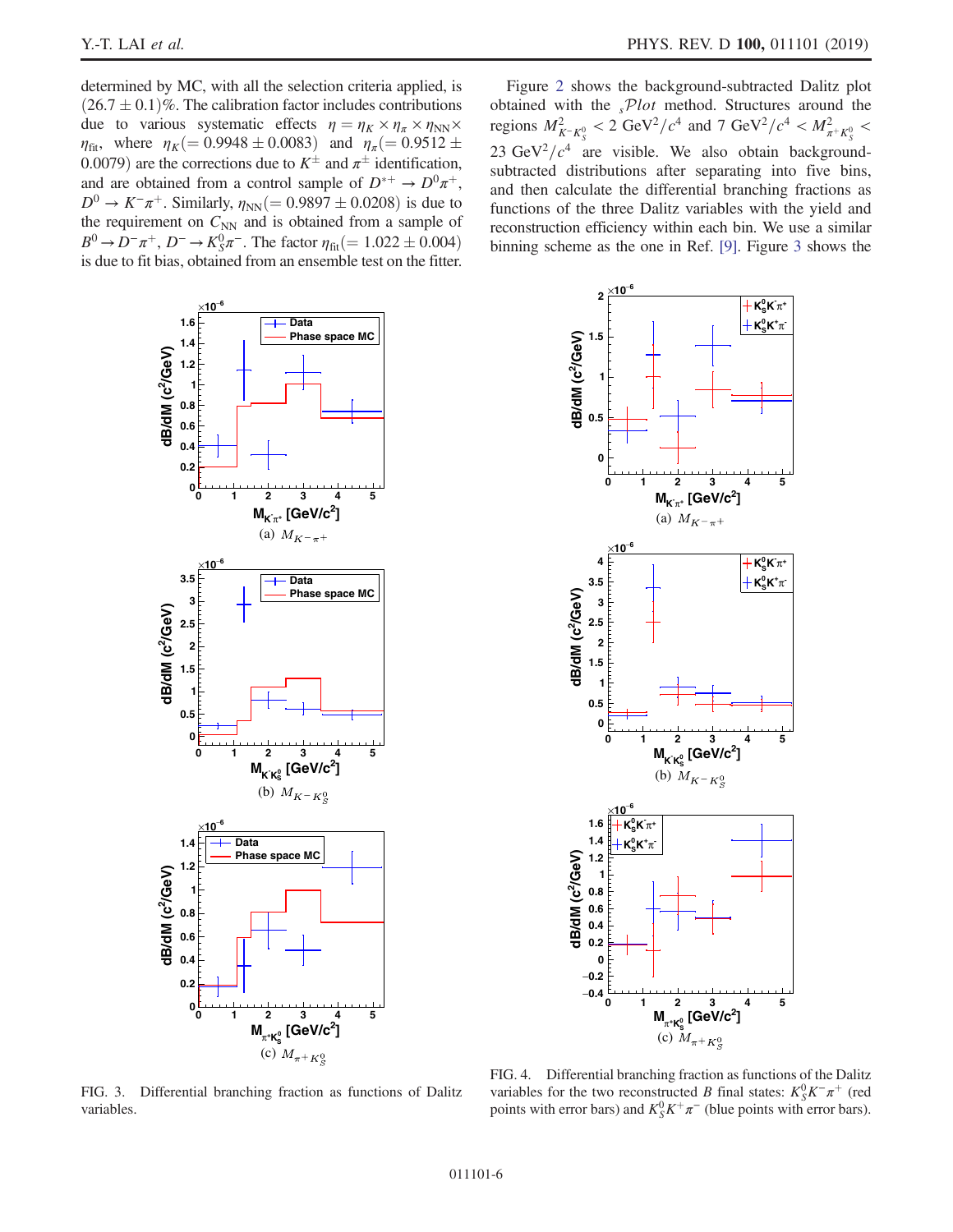determined by MC, with all the selection criteria applied, is $(26.7 \pm 0.1)\%$. The calibration factor includes contributions due to various systematic effects $\eta = \eta_K \times \eta_\pi \times \eta_{\rm NN} \times \eta_{\rm fit}$, where $\eta_K (= 0.9948 \pm 0.0083)$ and $\eta_\pi (= 0.9512 \pm 0.0079)$ are the corrections due to $K^\pm$ and $\pi^\pm$ identification, and are obtained from a control sample of $D^{*+} \to D^0\pi^+$, $D^0 \to K^-\pi^+$. Similarly, $\eta_{\rm NN} (= 0.9897 \pm 0.0208)$ is due to the requirement on $C_{\rm NN}$ and is obtained from a sample of $B^0 \to D^-\pi^+$, $D^- \to K_S^0\pi^-$. The factor $\eta_{\rm fit} (= 1.022 \pm 0.004)$ is due to fit bias, obtained from an ensemble test on the fitter.

Figure 2 shows the background-subtracted Dalitz plot obtained with the $_s\mathcal{P}lot$ method. Structures around the regions $M^2_{K^-K^0_S} < 2\ \mathrm{GeV}^2/c^4$ and $7\ \mathrm{GeV}^2/c^4 < M^2_{\pi^+K^0_S} < 23\ \mathrm{GeV}^2/c^4$ are visible. We also obtain background-subtracted distributions after separating into five bins, and then calculate the differential branching fractions as functions of the three Dalitz variables with the yield and reconstruction efficiency within each bin. We use a similar binning scheme as the one in Ref. [9]. Figure 3 shows the

FIG. 3. Differential branching fraction as functions of Dalitz variables. (a) $M_{K^-\pi^+}$ (b) $M_{K^-K^0_S}$ (c) $M_{\pi^+K^0_S}$

FIG. 4. Differential branching fraction as functions of the Dalitz variables for the two reconstructed $B$ final states: $K^0_S K^-\pi^+$ (red points with error bars) and $K^0_S K^+\pi^-$ (blue points with error bars). (a) $M_{K^-\pi^+}$ (b) $M_{K^-K^0_S}$ (c) $M_{\pi^+K^0_S}$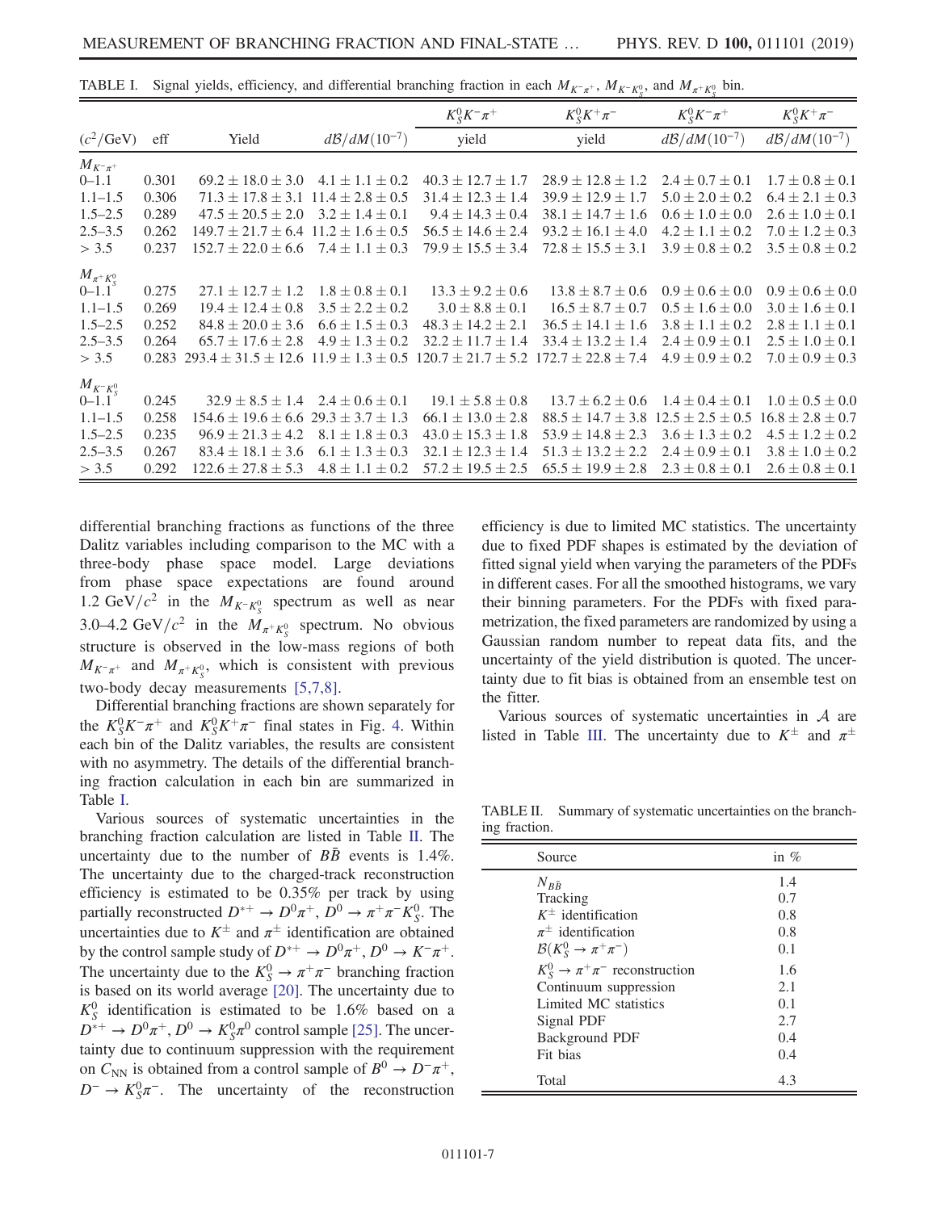TABLE I. Signal yields, efficiency, and differential branching fraction in each $M_{K^-\pi^+}$, $M_{K^-K_S^0}$, and $M_{\pi^+K_S^0}$ bin.

| | | | | $K_S^0K^-\pi^+$ | $K_S^0K^+\pi^-$ | $K_S^0K^-\pi^+$ | $K_S^0K^+\pi^-$ |
|---|---|---|---|---|---|---|---|
| $(c^2/\mathrm{GeV})$ | eff | Yield | $d\mathcal{B}/dM(10^{-7})$ | yield | yield | $d\mathcal{B}/dM(10^{-7})$ | $d\mathcal{B}/dM(10^{-7})$ |
| $M_{K^-\pi^+}$ | | | | | | | |
| 0–1.1 | 0.301 | $69.2 \pm 18.0 \pm 3.0$ | $4.1 \pm 1.1 \pm 0.2$ | $40.3 \pm 12.7 \pm 1.7$ | $28.9 \pm 12.8 \pm 1.2$ | $2.4 \pm 0.7 \pm 0.1$ | $1.7 \pm 0.8 \pm 0.1$ |
| 1.1–1.5 | 0.306 | $71.3 \pm 17.8 \pm 3.1$ | $11.4 \pm 2.8 \pm 0.5$ | $31.4 \pm 12.3 \pm 1.4$ | $39.9 \pm 12.9 \pm 1.7$ | $5.0 \pm 2.0 \pm 0.2$ | $6.4 \pm 2.1 \pm 0.3$ |
| 1.5–2.5 | 0.289 | $47.5 \pm 20.5 \pm 2.0$ | $3.2 \pm 1.4 \pm 0.1$ | $9.4 \pm 14.3 \pm 0.4$ | $38.1 \pm 14.7 \pm 1.6$ | $0.6 \pm 1.0 \pm 0.0$ | $2.6 \pm 1.0 \pm 0.1$ |
| 2.5–3.5 | 0.262 | $149.7 \pm 21.7 \pm 6.4$ | $11.2 \pm 1.6 \pm 0.5$ | $56.5 \pm 14.6 \pm 2.4$ | $93.2 \pm 16.1 \pm 4.0$ | $4.2 \pm 1.1 \pm 0.2$ | $7.0 \pm 1.2 \pm 0.3$ |
| $> 3.5$ | 0.237 | $152.7 \pm 22.0 \pm 6.6$ | $7.4 \pm 1.1 \pm 0.3$ | $79.9 \pm 15.5 \pm 3.4$ | $72.8 \pm 15.5 \pm 3.1$ | $3.9 \pm 0.8 \pm 0.2$ | $3.5 \pm 0.8 \pm 0.2$ |
| $M_{\pi^+K_S^0}$ | | | | | | | |
| 0–1.1 | 0.275 | $27.1 \pm 12.7 \pm 1.2$ | $1.8 \pm 0.8 \pm 0.1$ | $13.3 \pm 9.2 \pm 0.6$ | $13.8 \pm 8.7 \pm 0.6$ | $0.9 \pm 0.6 \pm 0.0$ | $0.9 \pm 0.6 \pm 0.0$ |
| 1.1–1.5 | 0.269 | $19.4 \pm 12.4 \pm 0.8$ | $3.5 \pm 2.2 \pm 0.2$ | $3.0 \pm 8.8 \pm 0.1$ | $16.5 \pm 8.7 \pm 0.7$ | $0.5 \pm 1.6 \pm 0.0$ | $3.0 \pm 1.6 \pm 0.1$ |
| 1.5–2.5 | 0.252 | $84.8 \pm 20.0 \pm 3.6$ | $6.6 \pm 1.5 \pm 0.3$ | $48.3 \pm 14.2 \pm 2.1$ | $36.5 \pm 14.1 \pm 1.6$ | $3.8 \pm 1.1 \pm 0.2$ | $2.8 \pm 1.1 \pm 0.1$ |
| 2.5–3.5 | 0.264 | $65.7 \pm 17.6 \pm 2.8$ | $4.9 \pm 1.3 \pm 0.2$ | $32.2 \pm 11.7 \pm 1.4$ | $33.4 \pm 13.2 \pm 1.4$ | $2.4 \pm 0.9 \pm 0.1$ | $2.5 \pm 1.0 \pm 0.1$ |
| $> 3.5$ | 0.283 | $293.4 \pm 31.5 \pm 12.6$ | $11.9 \pm 1.3 \pm 0.5$ | $120.7 \pm 21.7 \pm 5.2$ | $172.7 \pm 22.8 \pm 7.4$ | $4.9 \pm 0.9 \pm 0.2$ | $7.0 \pm 0.9 \pm 0.3$ |
| $M_{K^-K_S^0}$ | | | | | | | |
| 0–1.1 | 0.245 | $32.9 \pm 8.5 \pm 1.4$ | $2.4 \pm 0.6 \pm 0.1$ | $19.1 \pm 5.8 \pm 0.8$ | $13.7 \pm 6.2 \pm 0.6$ | $1.4 \pm 0.4 \pm 0.1$ | $1.0 \pm 0.5 \pm 0.0$ |
| 1.1–1.5 | 0.258 | $154.6 \pm 19.6 \pm 6.6$ | $29.3 \pm 3.7 \pm 1.3$ | $66.1 \pm 13.0 \pm 2.8$ | $88.5 \pm 14.7 \pm 3.8$ | $12.5 \pm 2.5 \pm 0.5$ | $16.8 \pm 2.8 \pm 0.7$ |
| 1.5–2.5 | 0.235 | $96.9 \pm 21.3 \pm 4.2$ | $8.1 \pm 1.8 \pm 0.3$ | $43.0 \pm 15.3 \pm 1.8$ | $53.9 \pm 14.8 \pm 2.3$ | $3.6 \pm 1.3 \pm 0.2$ | $4.5 \pm 1.2 \pm 0.2$ |
| 2.5–3.5 | 0.267 | $83.4 \pm 18.1 \pm 3.6$ | $6.1 \pm 1.3 \pm 0.3$ | $32.1 \pm 12.3 \pm 1.4$ | $51.3 \pm 13.2 \pm 2.2$ | $2.4 \pm 0.9 \pm 0.1$ | $3.8 \pm 1.0 \pm 0.2$ |
| $> 3.5$ | 0.292 | $122.6 \pm 27.8 \pm 5.3$ | $4.8 \pm 1.1 \pm 0.2$ | $57.2 \pm 19.5 \pm 2.5$ | $65.5 \pm 19.9 \pm 2.8$ | $2.3 \pm 0.8 \pm 0.1$ | $2.6 \pm 0.8 \pm 0.1$ |

differential branching fractions as functions of the three Dalitz variables including comparison to the MC with a three-body phase space model. Large deviations from phase space expectations are found around 1.2 $\mathrm{GeV}/c^2$ in the $M_{K^-K_S^0}$ spectrum as well as near 3.0–4.2 $\mathrm{GeV}/c^2$ in the $M_{\pi^+K_S^0}$ spectrum. No obvious structure is observed in the low-mass regions of both $M_{K^-\pi^+}$ and $M_{\pi^+K_S^0}$, which is consistent with previous two-body decay measurements [5,7,8].

Differential branching fractions are shown separately for the $K_S^0K^-\pi^+$ and $K_S^0K^+\pi^-$ final states in Fig. 4. Within each bin of the Dalitz variables, the results are consistent with no asymmetry. The details of the differential branching fraction calculation in each bin are summarized in Table I.

Various sources of systematic uncertainties in the branching fraction calculation are listed in Table II. The uncertainty due to the number of $B\bar{B}$ events is 1.4%. The uncertainty due to the charged-track reconstruction efficiency is estimated to be 0.35% per track by using partially reconstructed $D^{*+} \to D^0\pi^+$, $D^0 \to \pi^+\pi^-K_S^0$. The uncertainties due to $K^\pm$ and $\pi^\pm$ identification are obtained by the control sample study of $D^{*+} \to D^0\pi^+$, $D^0 \to K^-\pi^+$. The uncertainty due to the $K_S^0 \to \pi^+\pi^-$ branching fraction is based on its world average [20]. The uncertainty due to $K_S^0$ identification is estimated to be 1.6% based on a $D^{*+} \to D^0\pi^+$, $D^0 \to K_S^0\pi^0$ control sample [25]. The uncertainty due to continuum suppression with the requirement on $C_{\mathrm{NN}}$ is obtained from a control sample of $B^0 \to D^-\pi^+$, $D^- \to K_S^0\pi^-$. The uncertainty of the reconstruction efficiency is due to limited MC statistics. The uncertainty due to fixed PDF shapes is estimated by the deviation of fitted signal yield when varying the parameters of the PDFs in different cases. For all the smoothed histograms, we vary their binning parameters. For the PDFs with fixed parametrization, the fixed parameters are randomized by using a Gaussian random number to repeat data fits, and the uncertainty of the yield distribution is quoted. The uncertainty due to fit bias is obtained from an ensemble test on the fitter.

Various sources of systematic uncertainties in $\mathcal{A}$ are listed in Table III. The uncertainty due to $K^\pm$ and $\pi^\pm$

TABLE II. Summary of systematic uncertainties on the branching fraction.

| Source | in % |
|---|---|
| $N_{B\bar{B}}$ | 1.4 |
| Tracking | 0.7 |
| $K^\pm$ identification | 0.8 |
| $\pi^\pm$ identification | 0.8 |
| $\mathcal{B}(K_S^0 \to \pi^+\pi^-)$ | 0.1 |
| $K_S^0 \to \pi^+\pi^-$ reconstruction | 1.6 |
| Continuum suppression | 2.1 |
| Limited MC statistics | 0.1 |
| Signal PDF | 2.7 |
| Background PDF | 0.4 |
| Fit bias | 0.4 |
| Total | 4.3 |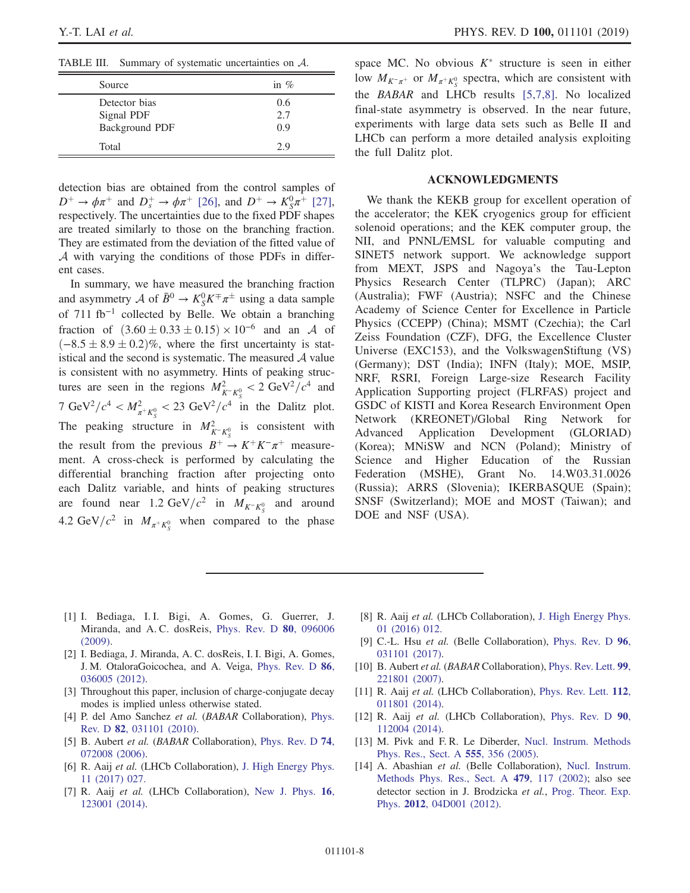TABLE III. Summary of systematic uncertainties on $\mathcal{A}$.

| Source | in % |
|---|---|
| Detector bias | 0.6 |
| Signal PDF | 2.7 |
| Background PDF | 0.9 |
| Total | 2.9 |

detection bias are obtained from the control samples of $D^+ \to \phi\pi^+$ and $D_s^+ \to \phi\pi^+$ [26], and $D^+ \to K_S^0\pi^+$ [27], respectively. The uncertainties due to the fixed PDF shapes are treated similarly to those on the branching fraction. They are estimated from the deviation of the fitted value of $\mathcal{A}$ with varying the conditions of those PDFs in different cases.

In summary, we have measured the branching fraction and asymmetry $\mathcal{A}$ of $\bar{B}^0 \to K_S^0 K^\mp \pi^\pm$ using a data sample of 711 $\text{fb}^{-1}$ collected by Belle. We obtain a branching fraction of $(3.60 \pm 0.33 \pm 0.15) \times 10^{-6}$ and an $\mathcal{A}$ of $(-8.5 \pm 8.9 \pm 0.2)\%$, where the first uncertainty is statistical and the second is systematic. The measured $\mathcal{A}$ value is consistent with no asymmetry. Hints of peaking structures are seen in the regions $M^2_{K^-K_S^0} < 2\ \text{GeV}^2/c^4$ and $7\ \text{GeV}^2/c^4 < M^2_{\pi^+K_S^0} < 23\ \text{GeV}^2/c^4$ in the Dalitz plot. The peaking structure in $M^2_{K^-K_S^0}$ is consistent with the result from the previous $B^+ \to K^+K^-\pi^+$ measurement. A cross-check is performed by calculating the differential branching fraction after projecting onto each Dalitz variable, and hints of peaking structures are found near $1.2\ \text{GeV}/c^2$ in $M_{K^-K_S^0}$ and around $4.2\ \text{GeV}/c^2$ in $M_{\pi^+K_S^0}$ when compared to the phase space MC. No obvious $K^*$ structure is seen in either low $M_{K^-\pi^+}$ or $M_{\pi^+K_S^0}$ spectra, which are consistent with the *BABAR* and LHCb results [5,7,8]. No localized final-state asymmetry is observed. In the near future, experiments with large data sets such as Belle II and LHCb can perform a more detailed analysis exploiting the full Dalitz plot.

## ACKNOWLEDGMENTS

We thank the KEKB group for excellent operation of the accelerator; the KEK cryogenics group for efficient solenoid operations; and the KEK computer group, the NII, and PNNL/EMSL for valuable computing and SINET5 network support. We acknowledge support from MEXT, JSPS and Nagoya's the Tau-Lepton Physics Research Center (TLPRC) (Japan); ARC (Australia); FWF (Austria); NSFC and the Chinese Academy of Science Center for Excellence in Particle Physics (CCEPP) (China); MSMT (Czechia); the Carl Zeiss Foundation (CZF), DFG, the Excellence Cluster Universe (EXC153), and the VolkswagenStiftung (VS) (Germany); DST (India); INFN (Italy); MOE, MSIP, NRF, RSRI, Foreign Large-size Research Facility Application Supporting project (FLRFAS) project and GSDC of KISTI and Korea Research Environment Open Network (KREONET)/Global Ring Network for Advanced Application Development (GLORIAD) (Korea); MNiSW and NCN (Poland); Ministry of Science and Higher Education of the Russian Federation (MSHE), Grant No. 14.W03.31.0026 (Russia); ARRS (Slovenia); IKERBASQUE (Spain); SNSF (Switzerland); MOE and MOST (Taiwan); and DOE and NSF (USA).

---

[1] I. Bediaga, I. I. Bigi, A. Gomes, G. Guerrer, J. Miranda, and A. C. dosReis, Phys. Rev. D **80**, 096006 (2009).

[2] I. Bediaga, J. Miranda, A. C. dosReis, I. I. Bigi, A. Gomes, J. M. OtaloraGoicochea, and A. Veiga, Phys. Rev. D **86**, 036005 (2012).

[3] Throughout this paper, inclusion of charge-conjugate decay modes is implied unless otherwise stated.

[4] P. del Amo Sanchez *et al.* (*BABAR* Collaboration), Phys. Rev. D **82**, 031101 (2010).

[5] B. Aubert *et al.* (*BABAR* Collaboration), Phys. Rev. D **74**, 072008 (2006).

[6] R. Aaij *et al.* (LHCb Collaboration), J. High Energy Phys. 11 (2017) 027.

[7] R. Aaij *et al.* (LHCb Collaboration), New J. Phys. **16**, 123001 (2014).

[8] R. Aaij *et al.* (LHCb Collaboration), J. High Energy Phys. 01 (2016) 012.

[9] C.-L. Hsu *et al.* (Belle Collaboration), Phys. Rev. D **96**, 031101 (2017).

[10] B. Aubert *et al.* (*BABAR* Collaboration), Phys. Rev. Lett. **99**, 221801 (2007).

[11] R. Aaij *et al.* (LHCb Collaboration), Phys. Rev. Lett. **112**, 011801 (2014).

[12] R. Aaij *et al.* (LHCb Collaboration), Phys. Rev. D **90**, 112004 (2014).

[13] M. Pivk and F. R. Le Diberder, Nucl. Instrum. Methods Phys. Res., Sect. A **555**, 356 (2005).

[14] A. Abashian *et al.* (Belle Collaboration), Nucl. Instrum. Methods Phys. Res., Sect. A **479**, 117 (2002); also see detector section in J. Brodzicka *et al.*, Prog. Theor. Exp. Phys. **2012**, 04D001 (2012).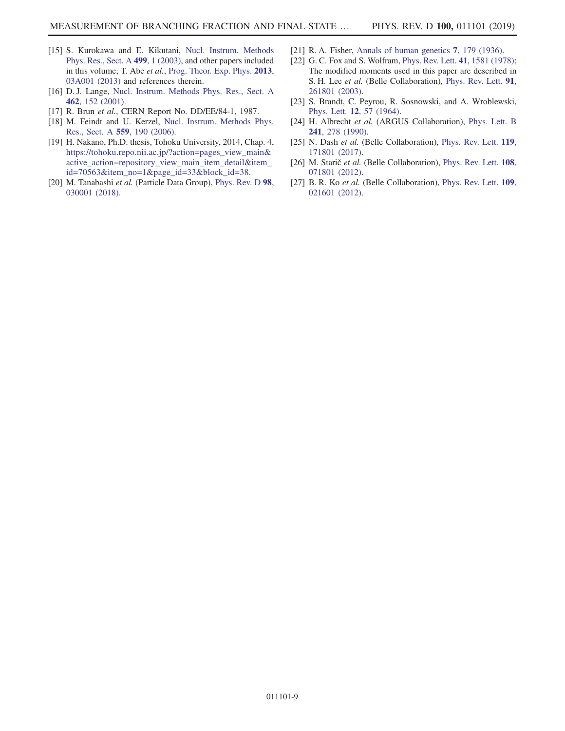[15] S. Kurokawa and E. Kikutani, Nucl. Instrum. Methods Phys. Res., Sect. A **499**, 1 (2003), and other papers included in this volume; T. Abe *et al.*, Prog. Theor. Exp. Phys. **2013**, 03A001 (2013) and references therein.

[16] D. J. Lange, Nucl. Instrum. Methods Phys. Res., Sect. A **462**, 152 (2001).

[17] R. Brun *et al.*, CERN Report No. DD/EE/84-1, 1987.

[18] M. Feindt and U. Kerzel, Nucl. Instrum. Methods Phys. Res., Sect. A **559**, 190 (2006).

[19] H. Nakano, Ph.D. thesis, Tohoku University, 2014, Chap. 4, https://tohoku.repo.nii.ac.jp/?action=pages_view_main&active_action=repository_view_main_item_detail&item_id=70563&item_no=1&page_id=33&block_id=38.

[20] M. Tanabashi *et al.* (Particle Data Group), Phys. Rev. D **98**, 030001 (2018).

[21] R. A. Fisher, Annals of human genetics **7**, 179 (1936).

[22] G. C. Fox and S. Wolfram, Phys. Rev. Lett. **41**, 1581 (1978); The modified moments used in this paper are described in S. H. Lee *et al.* (Belle Collaboration), Phys. Rev. Lett. **91**, 261801 (2003).

[23] S. Brandt, C. Peyrou, R. Sosnowski, and A. Wroblewski, Phys. Lett. **12**, 57 (1964).

[24] H. Albrecht *et al.* (ARGUS Collaboration), Phys. Lett. B **241**, 278 (1990).

[25] N. Dash *et al.* (Belle Collaboration), Phys. Rev. Lett. **119**, 171801 (2017).

[26] M. Starič *et al.* (Belle Collaboration), Phys. Rev. Lett. **108**, 071801 (2012).

[27] B. R. Ko *et al.* (Belle Collaboration), Phys. Rev. Lett. **109**, 021601 (2012).